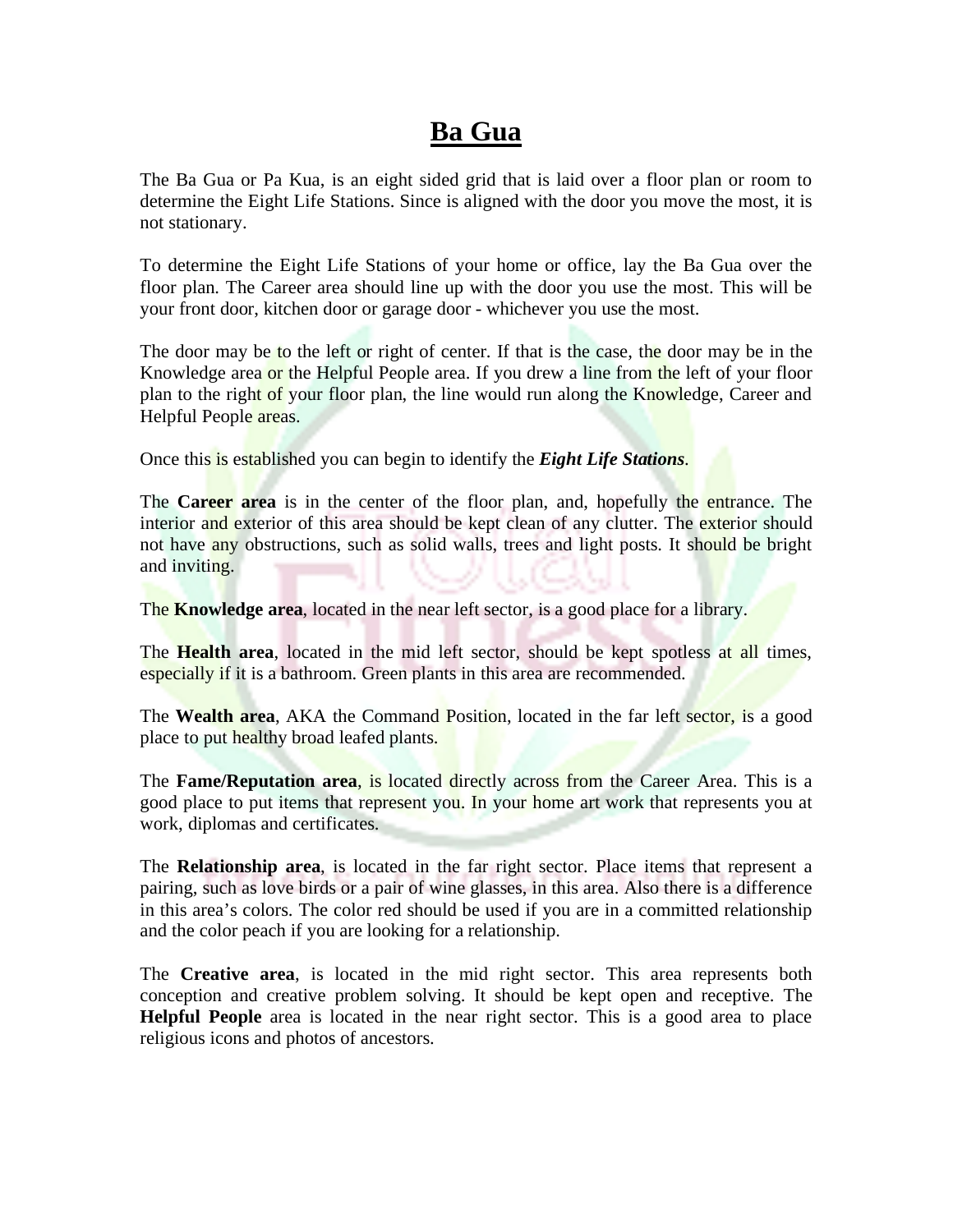# Ba Gua

The Ba Gua or Pa Kua, is an eight sided grid that is laid over a floor plan or room to determine the Eight Life Stations. Since is aligned with the door you move the most, it is not stationary.

To determine the Eight Life Stations of your home or office, lay the Ba Gua over the floor plan. The Career area should line up with the door you use the most. This will be your front door, kitchen door or garage door - whichever you use the most.

The door may be to the left or right of center. If that is the case, the door may be in the Knowledge area or the Helpful People area. If you drew a line from the left of your floor plan to the right of your floor plan, the line would run along the Knowledge, Career and Helpful People areas.

Once this is established you can begin to identify the ***Eight Life Stations***.

The **Career area** is in the center of the floor plan, and, hopefully the entrance. The interior and exterior of this area should be kept clean of any clutter. The exterior should not have any obstructions, such as solid walls, trees and light posts. It should be bright and inviting.

The **Knowledge area**, located in the near left sector, is a good place for a library.

The **Health area**, located in the mid left sector, should be kept spotless at all times, especially if it is a bathroom. Green plants in this area are recommended.

The **Wealth area**, AKA the Command Position, located in the far left sector, is a good place to put healthy broad leafed plants.

The **Fame/Reputation area**, is located directly across from the Career Area. This is a good place to put items that represent you. In your home art work that represents you at work, diplomas and certificates.

The **Relationship area**, is located in the far right sector. Place items that represent a pairing, such as love birds or a pair of wine glasses, in this area. Also there is a difference in this area's colors. The color red should be used if you are in a committed relationship and the color peach if you are looking for a relationship.

The **Creative area**, is located in the mid right sector. This area represents both conception and creative problem solving. It should be kept open and receptive. The **Helpful People** area is located in the near right sector. This is a good area to place religious icons and photos of ancestors.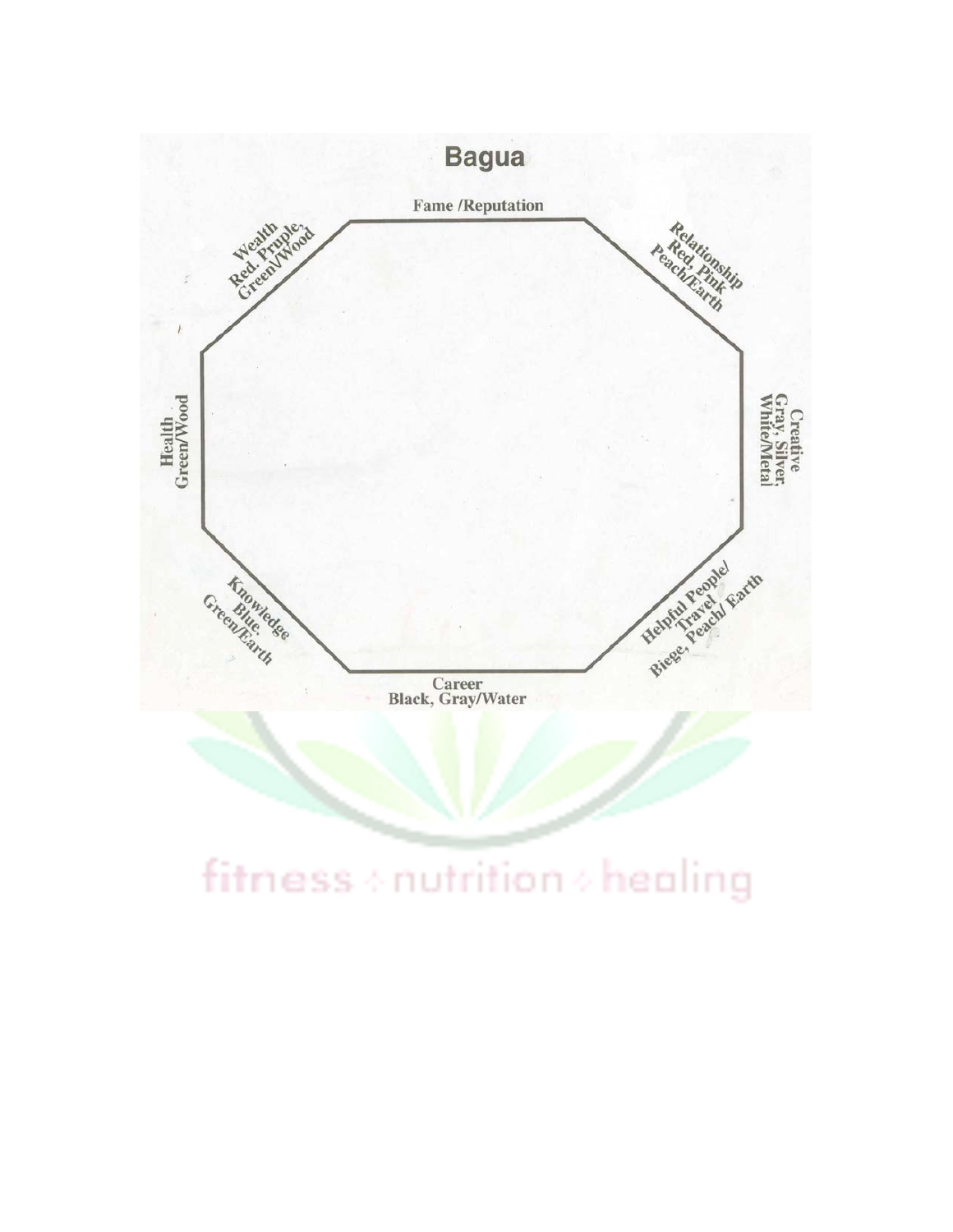## Bagua

Fame /Reputation

Wealth
Red, Pruple,
Green/Wood

Relationship
Red, Pink
Peach/Earth

Health
Green/Wood

Creative
Gray, Silver,
White/Metal

Knowledge
Blue,
Green/Earth

Helpful People/
Travel
Biege, Peach/ Earth

Career
Black, Gray/Water

fitness ◊ nutrition ◊ healing